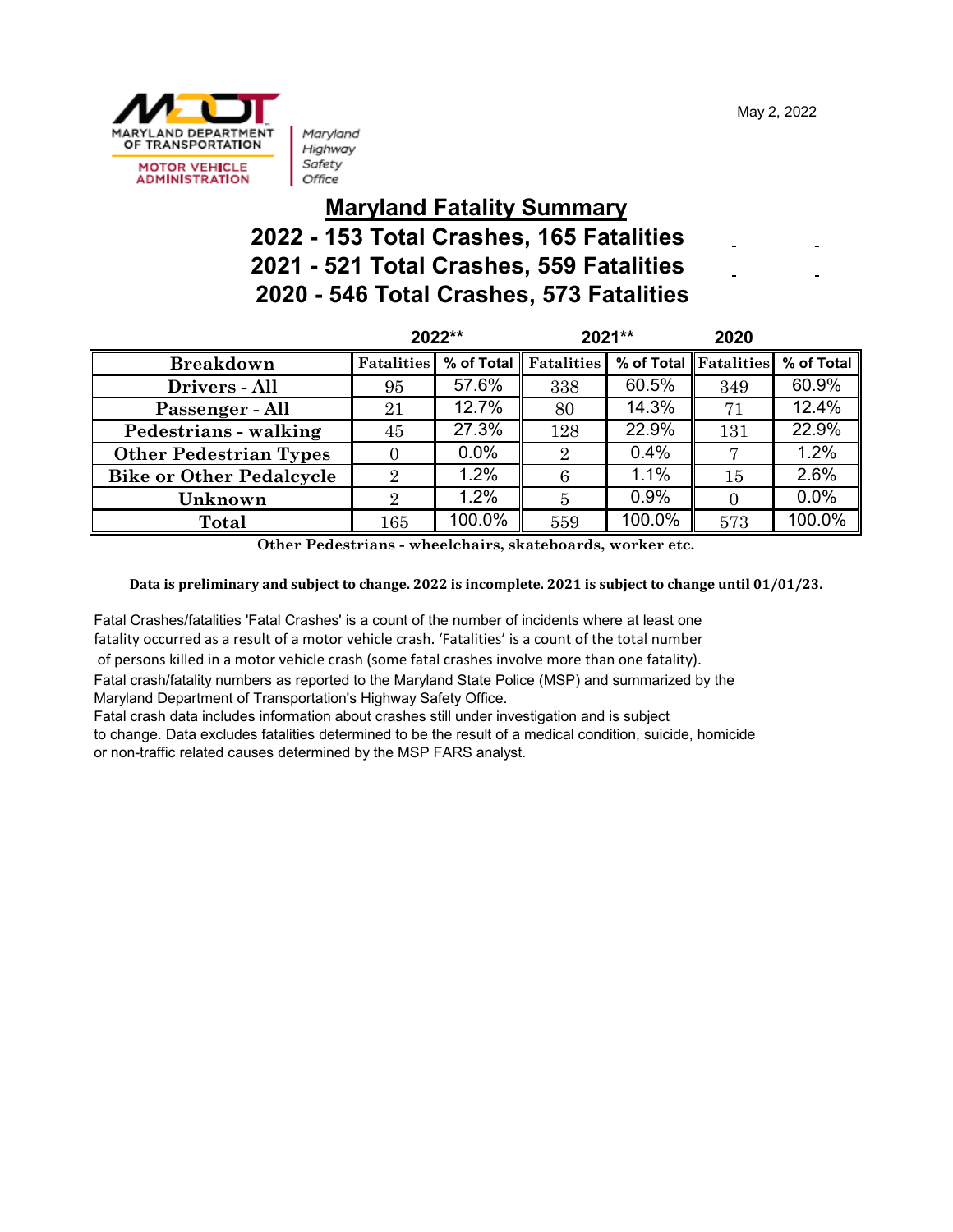MARYLAND DEPARTMENT OF TRANSPORTATION
MOTOR VEHICLE ADMINISTRATION

Maryland Highway Safety Office

May 2, 2022

# Maryland Fatality Summary

## 2022 - 153 Total Crashes, 165 Fatalities
## 2021 - 521 Total Crashes, 559 Fatalities
## 2020 - 546 Total Crashes, 573 Fatalities

| | 2022** | | 2021** | | 2020 | |
|---|---|---|---|---|---|---|
| **Breakdown** | **Fatalities** | **% of Total** | **Fatalities** | **% of Total** | **Fatalities** | **% of Total** |
| **Drivers - All** | 95 | 57.6% | 338 | 60.5% | 349 | 60.9% |
| **Passenger - All** | 21 | 12.7% | 80 | 14.3% | 71 | 12.4% |
| **Pedestrians - walking** | 45 | 27.3% | 128 | 22.9% | 131 | 22.9% |
| **Other Pedestrian Types** | 0 | 0.0% | 2 | 0.4% | 7 | 1.2% |
| **Bike or Other Pedalcycle** | 2 | 1.2% | 6 | 1.1% | 15 | 2.6% |
| **Unknown** | 2 | 1.2% | 5 | 0.9% | 0 | 0.0% |
| **Total** | 165 | 100.0% | 559 | 100.0% | 573 | 100.0% |

**Other Pedestrians - wheelchairs, skateboards, worker etc.**

**Data is preliminary and subject to change. 2022 is incomplete. 2021 is subject to change until 01/01/23.**

Fatal Crashes/fatalities 'Fatal Crashes' is a count of the number of incidents where at least one fatality occurred as a result of a motor vehicle crash. 'Fatalities' is a count of the total number of persons killed in a motor vehicle crash (some fatal crashes involve more than one fatality).
Fatal crash/fatality numbers as reported to the Maryland State Police (MSP) and summarized by the Maryland Department of Transportation's Highway Safety Office.
Fatal crash data includes information about crashes still under investigation and is subject to change. Data excludes fatalities determined to be the result of a medical condition, suicide, homicide or non-traffic related causes determined by the MSP FARS analyst.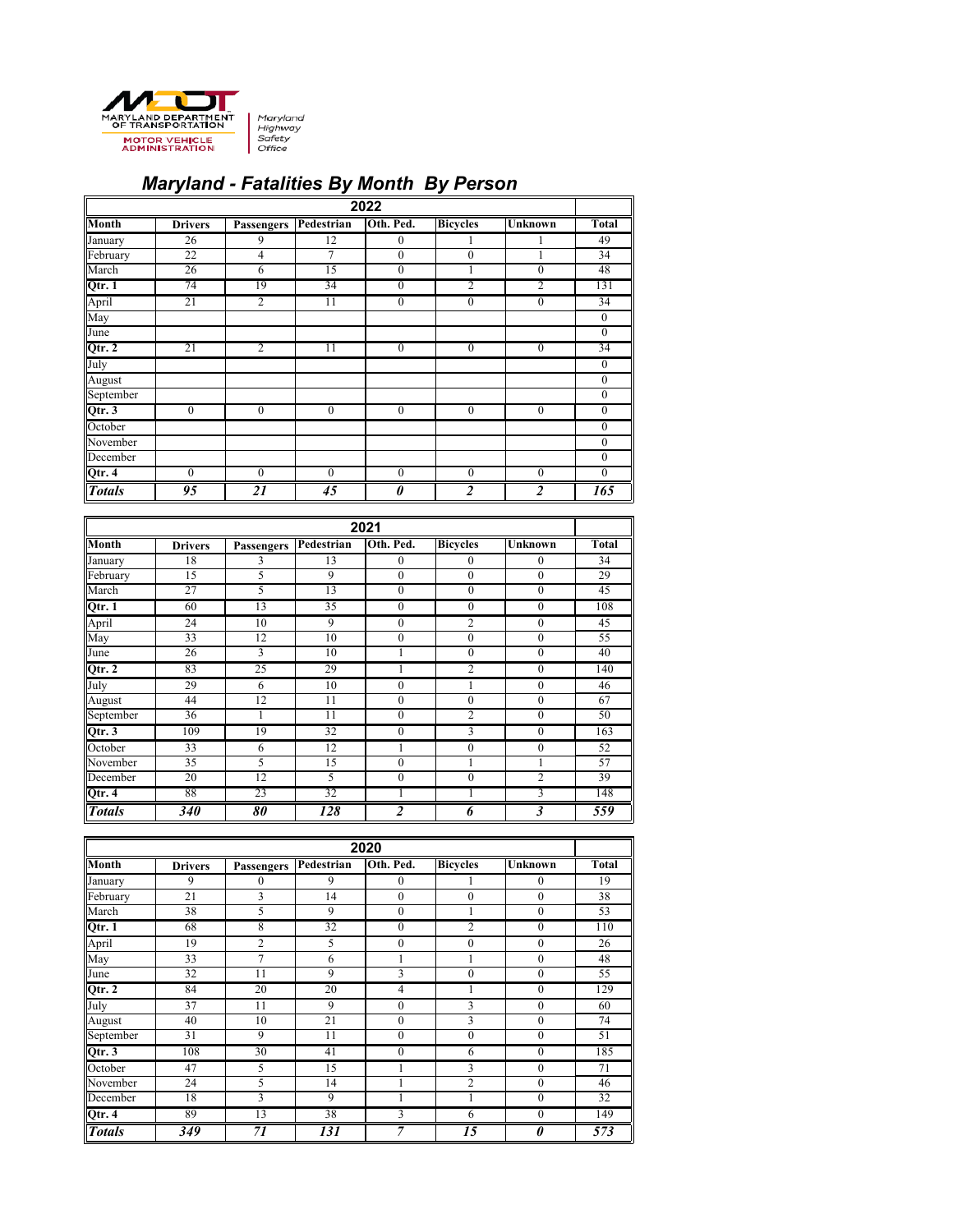MARYLAND DEPARTMENT OF TRANSPORTATION
MOTOR VEHICLE ADMINISTRATION

Maryland Highway Safety Office

## *Maryland - Fatalities By Month By Person*

| 2022 | | | | | | | |
|---|---|---|---|---|---|---|---|
| **Month** | **Drivers** | **Passengers** | **Pedestrian** | **Oth. Ped.** | **Bicycles** | **Unknown** | **Total** |
| January | 26 | 9 | 12 | 0 | 1 | 1 | 49 |
| February | 22 | 4 | 7 | 0 | 0 | 1 | 34 |
| March | 26 | 6 | 15 | 0 | 1 | 0 | 48 |
| **Qtr. 1** | 74 | 19 | 34 | 0 | 2 | 2 | 131 |
| April | 21 | 2 | 11 | 0 | 0 | 0 | 34 |
| May | | | | | | | 0 |
| June | | | | | | | 0 |
| **Qtr. 2** | 21 | 2 | 11 | 0 | 0 | 0 | 34 |
| July | | | | | | | 0 |
| August | | | | | | | 0 |
| September | | | | | | | 0 |
| **Qtr. 3** | 0 | 0 | 0 | 0 | 0 | 0 | 0 |
| October | | | | | | | 0 |
| November | | | | | | | 0 |
| December | | | | | | | 0 |
| **Qtr. 4** | 0 | 0 | 0 | 0 | 0 | 0 | 0 |
| ***Totals*** | ***95*** | ***21*** | ***45*** | ***0*** | ***2*** | ***2*** | ***165*** |

| 2021 | | | | | | | |
|---|---|---|---|---|---|---|---|
| **Month** | **Drivers** | **Passengers** | **Pedestrian** | **Oth. Ped.** | **Bicycles** | **Unknown** | **Total** |
| January | 18 | 3 | 13 | 0 | 0 | 0 | 34 |
| February | 15 | 5 | 9 | 0 | 0 | 0 | 29 |
| March | 27 | 5 | 13 | 0 | 0 | 0 | 45 |
| **Qtr. 1** | 60 | 13 | 35 | 0 | 0 | 0 | 108 |
| April | 24 | 10 | 9 | 0 | 2 | 0 | 45 |
| May | 33 | 12 | 10 | 0 | 0 | 0 | 55 |
| June | 26 | 3 | 10 | 1 | 0 | 0 | 40 |
| **Qtr. 2** | 83 | 25 | 29 | 1 | 2 | 0 | 140 |
| July | 29 | 6 | 10 | 0 | 1 | 0 | 46 |
| August | 44 | 12 | 11 | 0 | 0 | 0 | 67 |
| September | 36 | 1 | 11 | 0 | 2 | 0 | 50 |
| **Qtr. 3** | 109 | 19 | 32 | 0 | 3 | 0 | 163 |
| October | 33 | 6 | 12 | 1 | 0 | 0 | 52 |
| November | 35 | 5 | 15 | 0 | 1 | 1 | 57 |
| December | 20 | 12 | 5 | 0 | 0 | 2 | 39 |
| **Qtr. 4** | 88 | 23 | 32 | 1 | 1 | 3 | 148 |
| ***Totals*** | ***340*** | ***80*** | ***128*** | ***2*** | ***6*** | ***3*** | ***559*** |

| 2020 | | | | | | | |
|---|---|---|---|---|---|---|---|
| **Month** | **Drivers** | **Passengers** | **Pedestrian** | **Oth. Ped.** | **Bicycles** | **Unknown** | **Total** |
| January | 9 | 0 | 9 | 0 | 1 | 0 | 19 |
| February | 21 | 3 | 14 | 0 | 0 | 0 | 38 |
| March | 38 | 5 | 9 | 0 | 1 | 0 | 53 |
| **Qtr. 1** | 68 | 8 | 32 | 0 | 2 | 0 | 110 |
| April | 19 | 2 | 5 | 0 | 0 | 0 | 26 |
| May | 33 | 7 | 6 | 1 | 1 | 0 | 48 |
| June | 32 | 11 | 9 | 3 | 0 | 0 | 55 |
| **Qtr. 2** | 84 | 20 | 20 | 4 | 1 | 0 | 129 |
| July | 37 | 11 | 9 | 0 | 3 | 0 | 60 |
| August | 40 | 10 | 21 | 0 | 3 | 0 | 74 |
| September | 31 | 9 | 11 | 0 | 0 | 0 | 51 |
| **Qtr. 3** | 108 | 30 | 41 | 0 | 6 | 0 | 185 |
| October | 47 | 5 | 15 | 1 | 3 | 0 | 71 |
| November | 24 | 5 | 14 | 1 | 2 | 0 | 46 |
| December | 18 | 3 | 9 | 1 | 1 | 0 | 32 |
| **Qtr. 4** | 89 | 13 | 38 | 3 | 6 | 0 | 149 |
| ***Totals*** | ***349*** | ***71*** | ***131*** | ***7*** | ***15*** | ***0*** | ***573*** |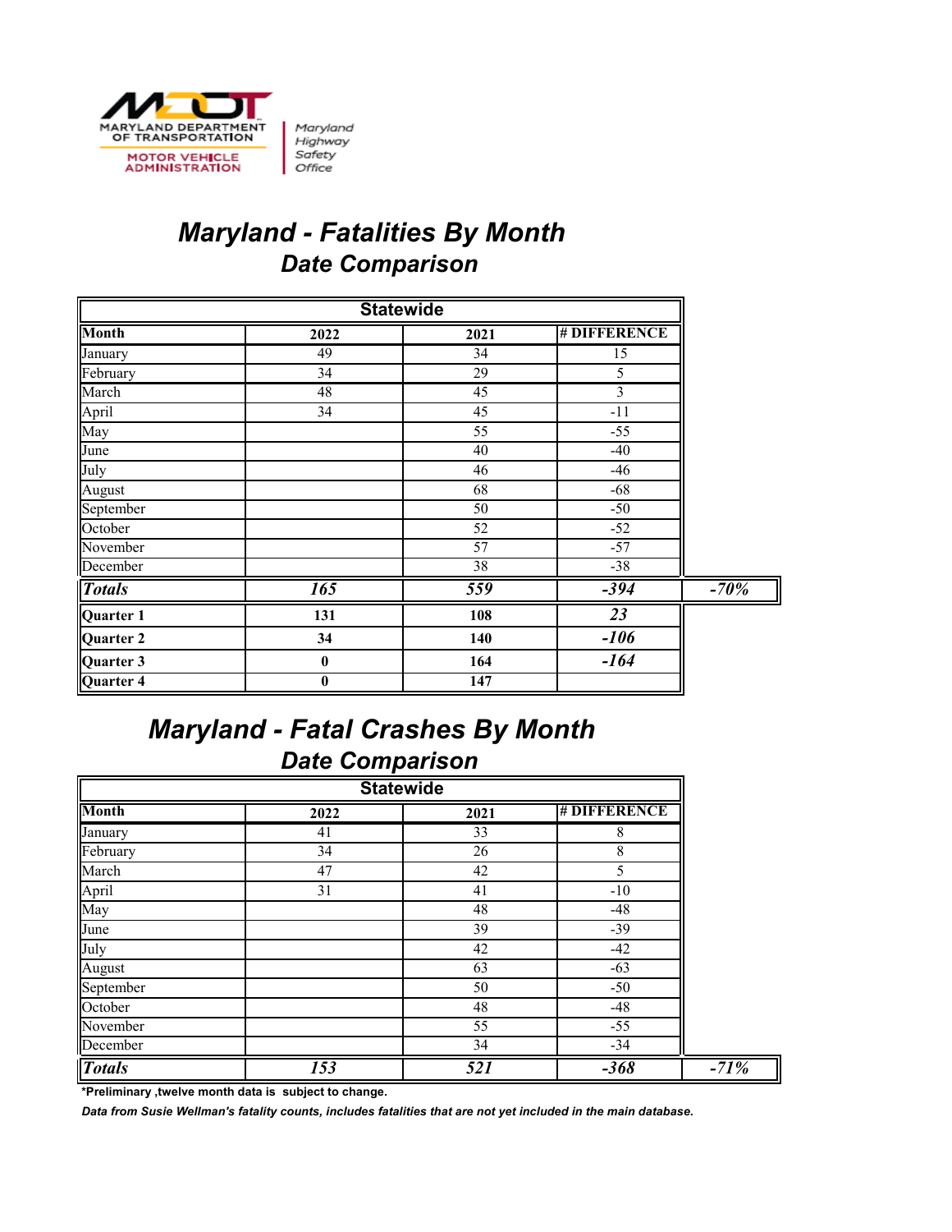# Maryland - Fatalities By Month

## Date Comparison

| Statewide | | | | |
|---|---|---|---|---|
| **Month** | **2022** | **2021** | **# DIFFERENCE** | |
| January | 49 | 34 | 15 | |
| February | 34 | 29 | 5 | |
| March | 48 | 45 | 3 | |
| April | 34 | 45 | -11 | |
| May | | 55 | -55 | |
| June | | 40 | -40 | |
| July | | 46 | -46 | |
| August | | 68 | -68 | |
| September | | 50 | -50 | |
| October | | 52 | -52 | |
| November | | 57 | -57 | |
| December | | 38 | -38 | |
| ***Totals*** | ***165*** | ***559*** | ***-394*** | ***-70%*** |
| **Quarter 1** | **131** | **108** | ***23*** | |
| **Quarter 2** | **34** | **140** | ***-106*** | |
| **Quarter 3** | **0** | **164** | ***-164*** | |
| **Quarter 4** | **0** | **147** | | |

# Maryland - Fatal Crashes By Month

## Date Comparison

| Statewide | | | | |
|---|---|---|---|---|
| **Month** | **2022** | **2021** | **# DIFFERENCE** | |
| January | 41 | 33 | 8 | |
| February | 34 | 26 | 8 | |
| March | 47 | 42 | 5 | |
| April | 31 | 41 | -10 | |
| May | | 48 | -48 | |
| June | | 39 | -39 | |
| July | | 42 | -42 | |
| August | | 63 | -63 | |
| September | | 50 | -50 | |
| October | | 48 | -48 | |
| November | | 55 | -55 | |
| December | | 34 | -34 | |
| ***Totals*** | ***153*** | ***521*** | ***-368*** | ***-71%*** |

***Preliminary ,twelve month data is subject to change.**

***Data from Susie Wellman's fatality counts, includes fatalities that are not yet included in the main database.***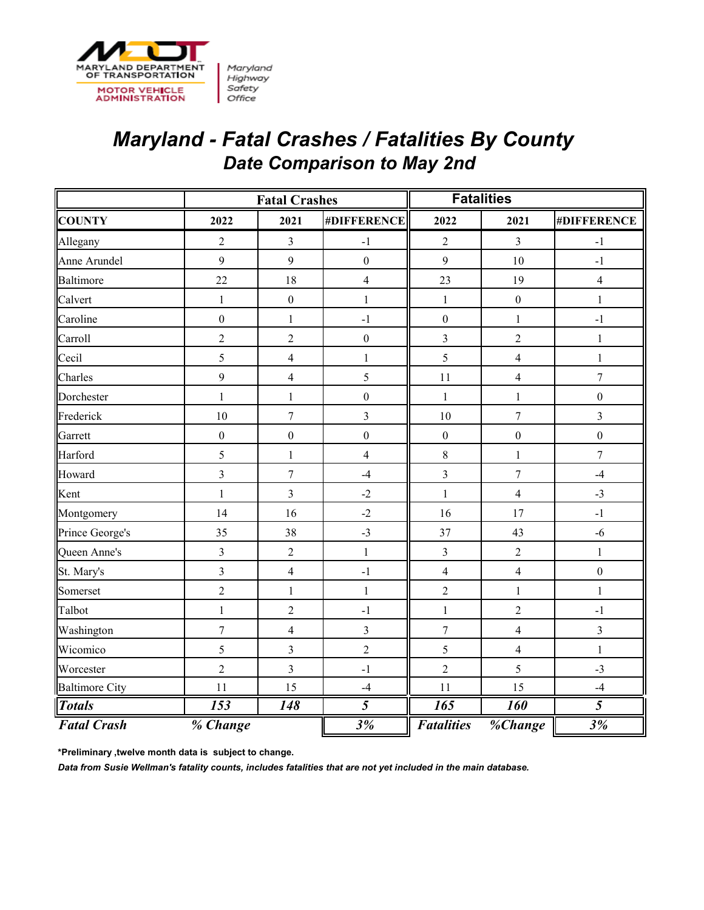MARYLAND DEPARTMENT OF TRANSPORTATION
MOTOR VEHICLE ADMINISTRATION
Maryland Highway Safety Office

# *Maryland - Fatal Crashes / Fatalities By County*

## *Date Comparison to May 2nd*

| | Fatal Crashes | | | Fatalities | | |
|---|---|---|---|---|---|---|
| **COUNTY** | **2022** | **2021** | **#DIFFERENCE** | **2022** | **2021** | **#DIFFERENCE** |
| Allegany | 2 | 3 | -1 | 2 | 3 | -1 |
| Anne Arundel | 9 | 9 | 0 | 9 | 10 | -1 |
| Baltimore | 22 | 18 | 4 | 23 | 19 | 4 |
| Calvert | 1 | 0 | 1 | 1 | 0 | 1 |
| Caroline | 0 | 1 | -1 | 0 | 1 | -1 |
| Carroll | 2 | 2 | 0 | 3 | 2 | 1 |
| Cecil | 5 | 4 | 1 | 5 | 4 | 1 |
| Charles | 9 | 4 | 5 | 11 | 4 | 7 |
| Dorchester | 1 | 1 | 0 | 1 | 1 | 0 |
| Frederick | 10 | 7 | 3 | 10 | 7 | 3 |
| Garrett | 0 | 0 | 0 | 0 | 0 | 0 |
| Harford | 5 | 1 | 4 | 8 | 1 | 7 |
| Howard | 3 | 7 | -4 | 3 | 7 | -4 |
| Kent | 1 | 3 | -2 | 1 | 4 | -3 |
| Montgomery | 14 | 16 | -2 | 16 | 17 | -1 |
| Prince George's | 35 | 38 | -3 | 37 | 43 | -6 |
| Queen Anne's | 3 | 2 | 1 | 3 | 2 | 1 |
| St. Mary's | 3 | 4 | -1 | 4 | 4 | 0 |
| Somerset | 2 | 1 | 1 | 2 | 1 | 1 |
| Talbot | 1 | 2 | -1 | 1 | 2 | -1 |
| Washington | 7 | 4 | 3 | 7 | 4 | 3 |
| Wicomico | 5 | 3 | 2 | 5 | 4 | 1 |
| Worcester | 2 | 3 | -1 | 2 | 5 | -3 |
| Baltimore City | 11 | 15 | -4 | 11 | 15 | -4 |
| ***Totals*** | ***153*** | ***148*** | ***5*** | ***165*** | ***160*** | ***5*** |
| ***Fatal Crash*** | ***% Change*** | | ***3%*** | ***Fatalities*** | ***%Change*** | ***3%*** |

**\*Preliminary ,twelve month data is subject to change.**

***Data from Susie Wellman's fatality counts, includes fatalities that are not yet included in the main database.***